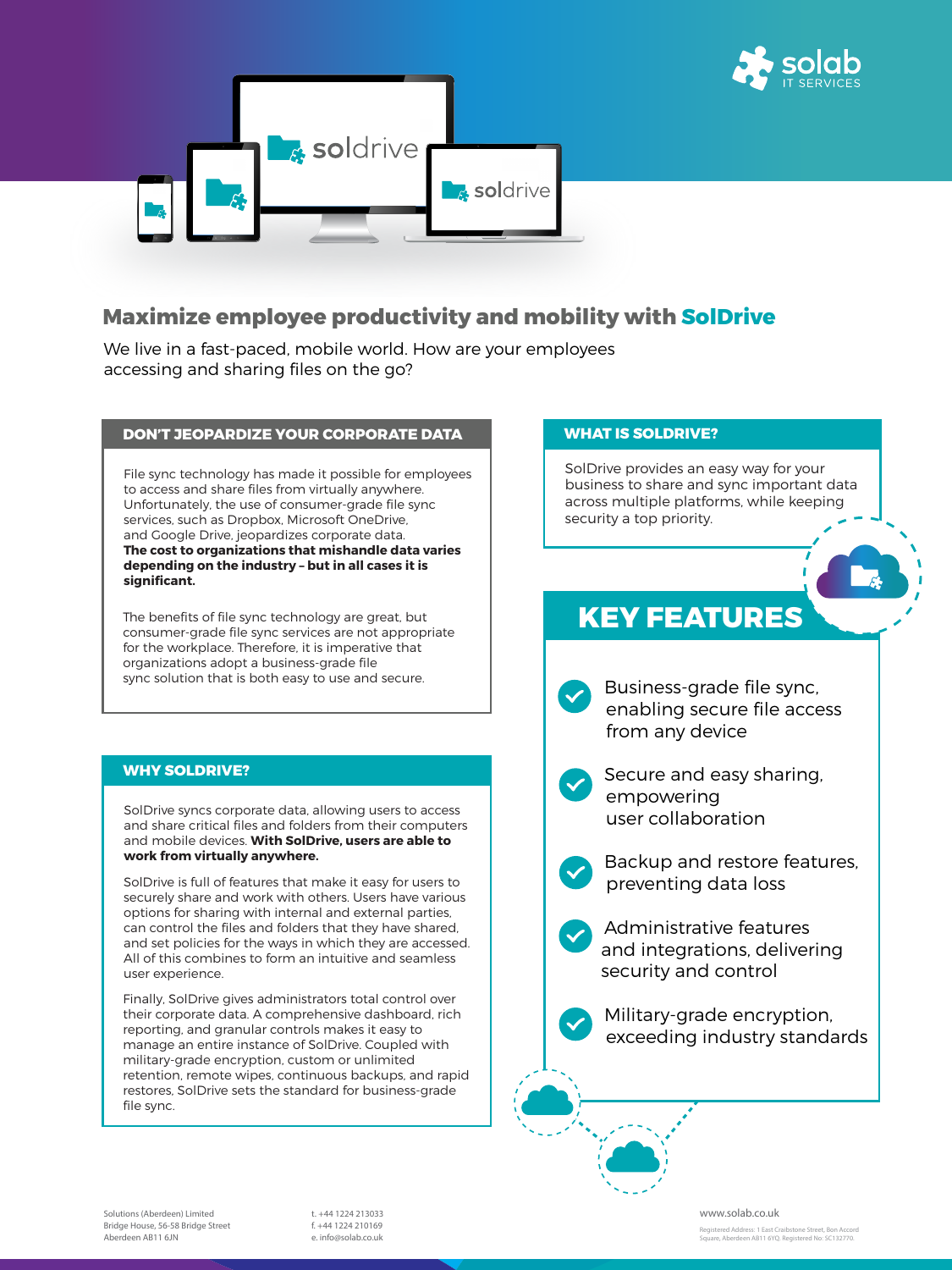# Maximize employee productivity and mobility with SolDrive

We live in a fast-paced, mobile world. How are your employees accessing and sharing files on the go?

## DON'T JEOPARDIZE YOUR CORPORATE DATA

File sync technology has made it possible for employees to access and share files from virtually anywhere. Unfortunately, the use of consumer-grade file sync services, such as Dropbox, Microsoft OneDrive, and Google Drive, jeopardizes corporate data. **The cost to organizations that mishandle data varies depending on the industry – but in all cases it is significant.**

The benefits of file sync technology are great, but consumer-grade file sync services are not appropriate for the workplace. Therefore, it is imperative that organizations adopt a business-grade file sync solution that is both easy to use and secure.

## WHY SOLDRIVE?

SolDrive syncs corporate data, allowing users to access and share critical files and folders from their computers and mobile devices. **With SolDrive, users are able to work from virtually anywhere.**

SolDrive is full of features that make it easy for users to securely share and work with others. Users have various options for sharing with internal and external parties, can control the files and folders that they have shared, and set policies for the ways in which they are accessed. All of this combines to form an intuitive and seamless user experience.

Finally, SolDrive gives administrators total control over their corporate data. A comprehensive dashboard, rich reporting, and granular controls makes it easy to manage an entire instance of SolDrive. Coupled with military-grade encryption, custom or unlimited retention, remote wipes, continuous backups, and rapid restores, SolDrive sets the standard for business-grade file sync.

## WHAT IS SOLDRIVE?

SolDrive provides an easy way for your business to share and sync important data across multiple platforms, while keeping security a top priority.

## KEY FEATURES

- Business-grade file sync, enabling secure file access from any device
- Secure and easy sharing, empowering user collaboration
- Backup and restore features, preventing data loss
- Administrative features and integrations, delivering security and control
- Military-grade encryption, exceeding industry standards

Solutions (Aberdeen) Limited
Bridge House, 56-58 Bridge Street
Aberdeen AB11 6JN

t. +44 1224 213033
f. +44 1224 210169
e. info@solab.co.uk

www.solab.co.uk

Registered Address: 1 East Craibstone Street, Bon Accord Square, Aberdeen AB11 6YQ. Registered No: SC132770.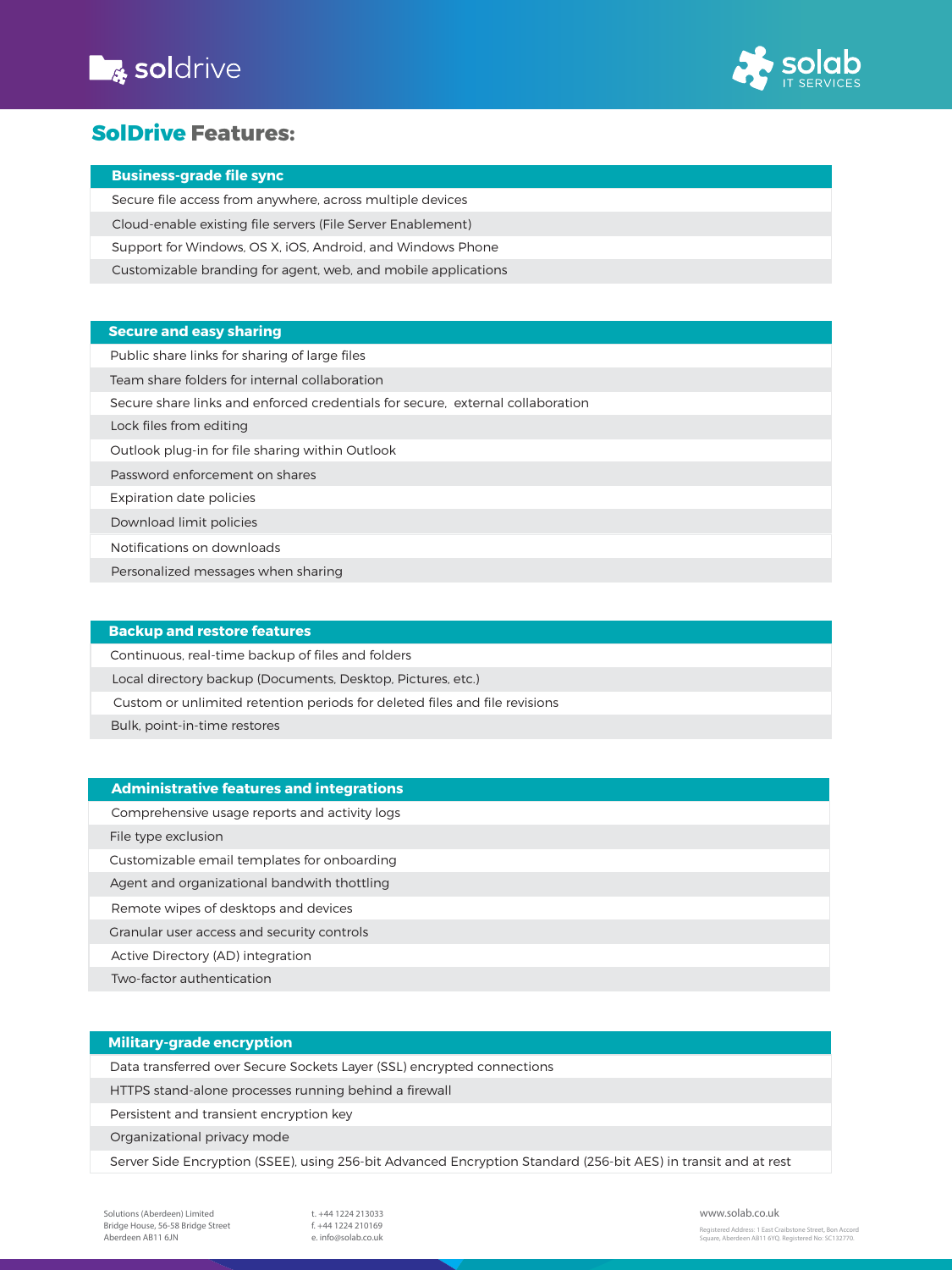## SolDrive Features:

| Business-grade file sync |
| --- |
| Secure file access from anywhere, across multiple devices |
| Cloud-enable existing file servers (File Server Enablement) |
| Support for Windows, OS X, iOS, Android, and Windows Phone |
| Customizable branding for agent, web, and mobile applications |

| Secure and easy sharing |
| --- |
| Public share links for sharing of large files |
| Team share folders for internal collaboration |
| Secure share links and enforced credentials for secure, external collaboration |
| Lock files from editing |
| Outlook plug-in for file sharing within Outlook |
| Password enforcement on shares |
| Expiration date policies |
| Download limit policies |
| Notifications on downloads |
| Personalized messages when sharing |

| Backup and restore features |
| --- |
| Continuous, real-time backup of files and folders |
| Local directory backup (Documents, Desktop, Pictures, etc.) |
| Custom or unlimited retention periods for deleted files and file revisions |
| Bulk, point-in-time restores |

| Administrative features and integrations |
| --- |
| Comprehensive usage reports and activity logs |
| File type exclusion |
| Customizable email templates for onboarding |
| Agent and organizational bandwith thottling |
| Remote wipes of desktops and devices |
| Granular user access and security controls |
| Active Directory (AD) integration |
| Two-factor authentication |

| Military-grade encryption |
| --- |
| Data transferred over Secure Sockets Layer (SSL) encrypted connections |
| HTTPS stand-alone processes running behind a firewall |
| Persistent and transient encryption key |
| Organizational privacy mode |
| Server Side Encryption (SSEE), using 256-bit Advanced Encryption Standard (256-bit AES) in transit and at rest |

Solutions (Aberdeen) Limited
Bridge House, 56-58 Bridge Street
Aberdeen AB11 6JN

t. +44 1224 213033
f. +44 1224 210169
e. info@solab.co.uk

www.solab.co.uk

Registered Address: 1 East Craibstone Street, Bon Accord Square, Aberdeen AB11 6YQ. Registered No: SC132770.